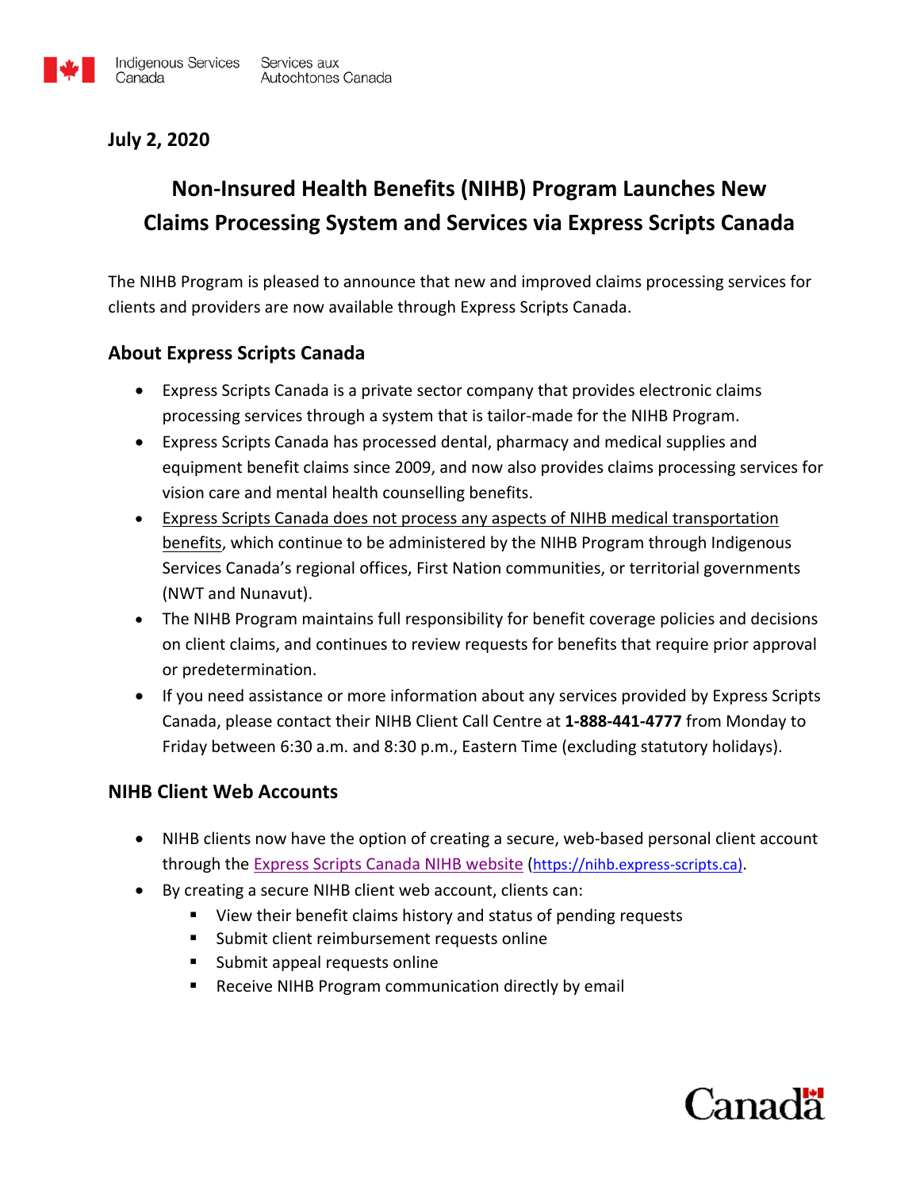Indigenous Services Canada | Services aux Autochtones Canada

**July 2, 2020**

# Non-Insured Health Benefits (NIHB) Program Launches New Claims Processing System and Services via Express Scripts Canada

The NIHB Program is pleased to announce that new and improved claims processing services for clients and providers are now available through Express Scripts Canada.

## About Express Scripts Canada

- Express Scripts Canada is a private sector company that provides electronic claims processing services through a system that is tailor-made for the NIHB Program.
- Express Scripts Canada has processed dental, pharmacy and medical supplies and equipment benefit claims since 2009, and now also provides claims processing services for vision care and mental health counselling benefits.
- Express Scripts Canada does not process any aspects of NIHB medical transportation benefits, which continue to be administered by the NIHB Program through Indigenous Services Canada's regional offices, First Nation communities, or territorial governments (NWT and Nunavut).
- The NIHB Program maintains full responsibility for benefit coverage policies and decisions on client claims, and continues to review requests for benefits that require prior approval or predetermination.
- If you need assistance or more information about any services provided by Express Scripts Canada, please contact their NIHB Client Call Centre at **1-888-441-4777** from Monday to Friday between 6:30 a.m. and 8:30 p.m., Eastern Time (excluding statutory holidays).

## NIHB Client Web Accounts

- NIHB clients now have the option of creating a secure, web-based personal client account through the [Express Scripts Canada NIHB website](https://nihb.express-scripts.ca) (https://nihb.express-scripts.ca).
- By creating a secure NIHB client web account, clients can:
  - View their benefit claims history and status of pending requests
  - Submit client reimbursement requests online
  - Submit appeal requests online
  - Receive NIHB Program communication directly by email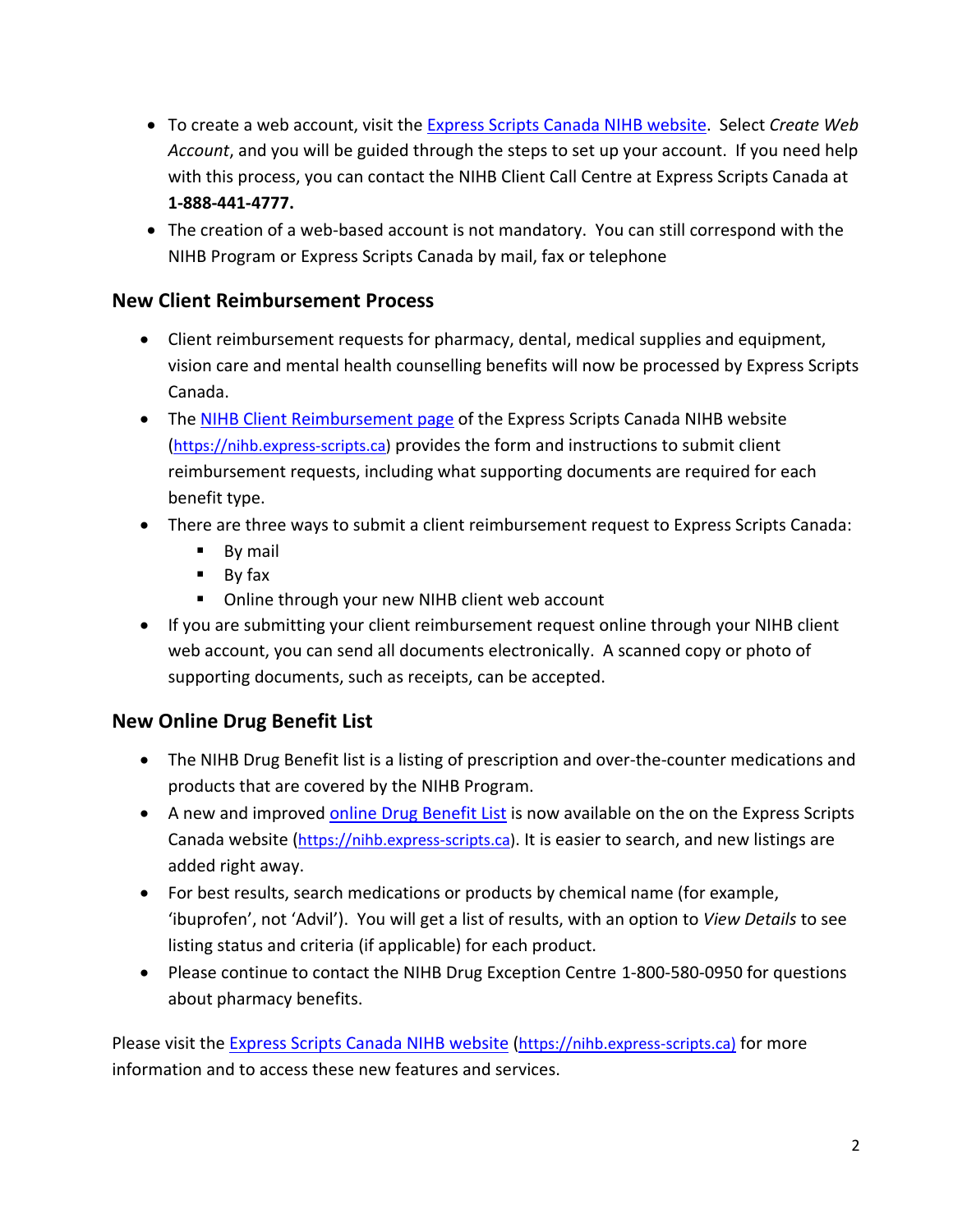- To create a web account, visit the Express Scripts Canada NIHB website. Select *Create Web Account*, and you will be guided through the steps to set up your account. If you need help with this process, you can contact the NIHB Client Call Centre at Express Scripts Canada at **1-888-441-4777.**
- The creation of a web-based account is not mandatory. You can still correspond with the NIHB Program or Express Scripts Canada by mail, fax or telephone

## New Client Reimbursement Process

- Client reimbursement requests for pharmacy, dental, medical supplies and equipment, vision care and mental health counselling benefits will now be processed by Express Scripts Canada.
- The NIHB Client Reimbursement page of the Express Scripts Canada NIHB website (https://nihb.express-scripts.ca) provides the form and instructions to submit client reimbursement requests, including what supporting documents are required for each benefit type.
- There are three ways to submit a client reimbursement request to Express Scripts Canada:
  - By mail
  - By fax
  - Online through your new NIHB client web account
- If you are submitting your client reimbursement request online through your NIHB client web account, you can send all documents electronically. A scanned copy or photo of supporting documents, such as receipts, can be accepted.

## New Online Drug Benefit List

- The NIHB Drug Benefit list is a listing of prescription and over-the-counter medications and products that are covered by the NIHB Program.
- A new and improved online Drug Benefit List is now available on the on the Express Scripts Canada website (https://nihb.express-scripts.ca). It is easier to search, and new listings are added right away.
- For best results, search medications or products by chemical name (for example, 'ibuprofen', not 'Advil'). You will get a list of results, with an option to *View Details* to see listing status and criteria (if applicable) for each product.
- Please continue to contact the NIHB Drug Exception Centre 1-800-580-0950 for questions about pharmacy benefits.

Please visit the Express Scripts Canada NIHB website (https://nihb.express-scripts.ca) for more information and to access these new features and services.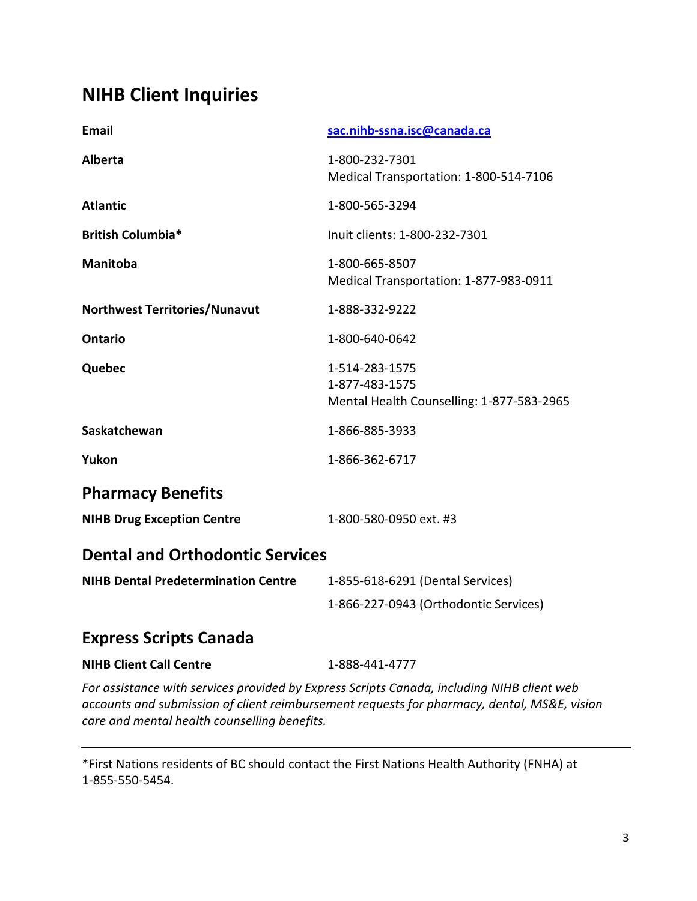## NIHB Client Inquiries

| | |
|---|---|
| **Email** | sac.nihb-ssna.isc@canada.ca |
| **Alberta** | 1-800-232-7301<br>Medical Transportation: 1-800-514-7106 |
| **Atlantic** | 1-800-565-3294 |
| **British Columbia*** | Inuit clients: 1-800-232-7301 |
| **Manitoba** | 1-800-665-8507<br>Medical Transportation: 1-877-983-0911 |
| **Northwest Territories/Nunavut** | 1-888-332-9222 |
| **Ontario** | 1-800-640-0642 |
| **Quebec** | 1-514-283-1575<br>1-877-483-1575<br>Mental Health Counselling: 1-877-583-2965 |
| **Saskatchewan** | 1-866-885-3933 |
| **Yukon** | 1-866-362-6717 |

## Pharmacy Benefits

| | |
|---|---|
| **NIHB Drug Exception Centre** | 1-800-580-0950 ext. #3 |

## Dental and Orthodontic Services

| | |
|---|---|
| **NIHB Dental Predetermination Centre** | 1-855-618-6291 (Dental Services)<br>1-866-227-0943 (Orthodontic Services) |

## Express Scripts Canada

| | |
|---|---|
| **NIHB Client Call Centre** | 1-888-441-4777 |

*For assistance with services provided by Express Scripts Canada, including NIHB client web accounts and submission of client reimbursement requests for pharmacy, dental, MS&E, vision care and mental health counselling benefits.*

---

*First Nations residents of BC should contact the First Nations Health Authority (FNHA) at 1-855-550-5454.